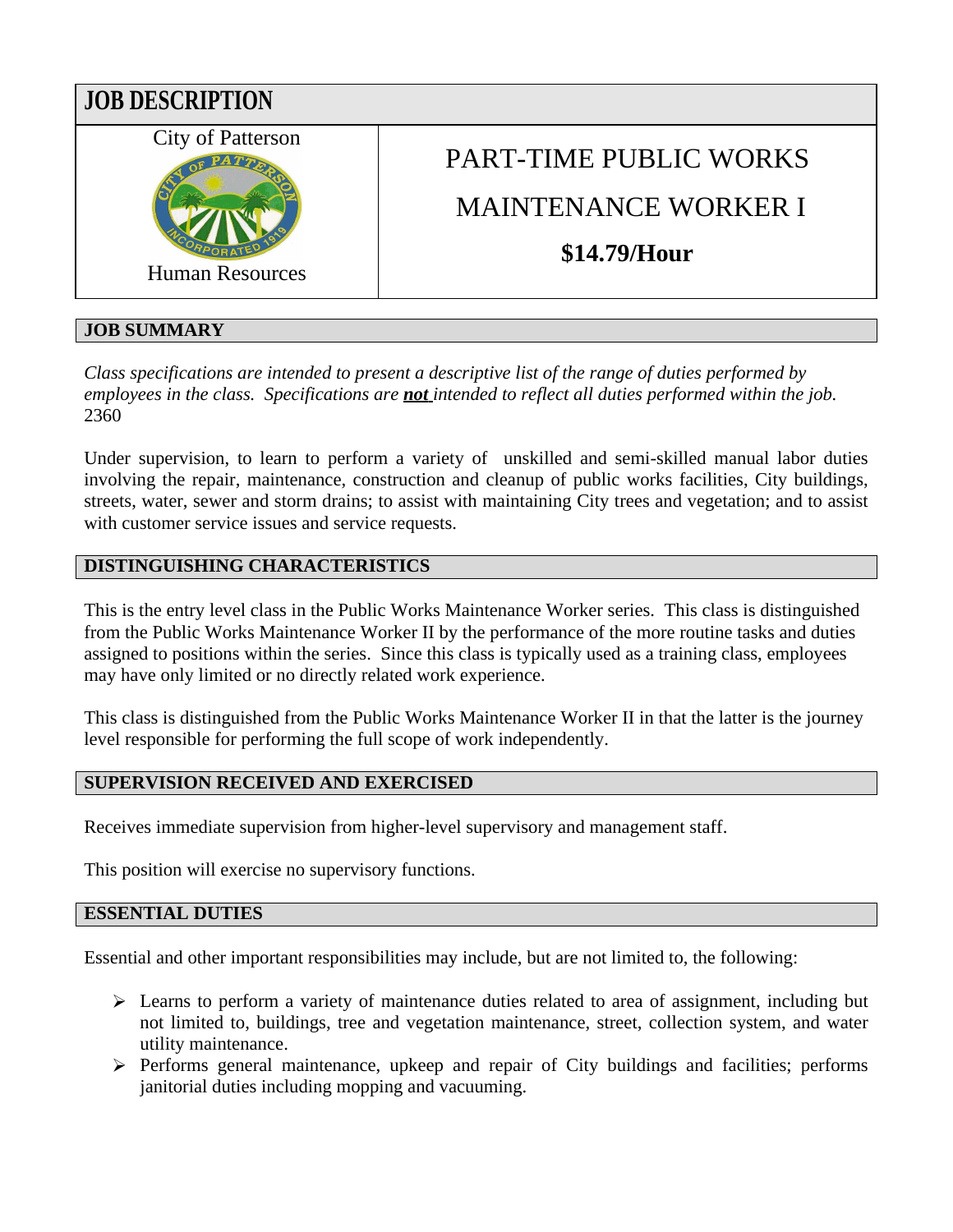# JOB DESCRIPTION

City of Patterson

Human Resources

## PART-TIME PUBLIC WORKS MAINTENANCE WORKER I

**$14.79/Hour**

## JOB SUMMARY

*Class specifications are intended to present a descriptive list of the range of duties performed by employees in the class. Specifications are* ***not*** *intended to reflect all duties performed within the job.*
2360

Under supervision, to learn to perform a variety of unskilled and semi-skilled manual labor duties involving the repair, maintenance, construction and cleanup of public works facilities, City buildings, streets, water, sewer and storm drains; to assist with maintaining City trees and vegetation; and to assist with customer service issues and service requests.

## DISTINGUISHING CHARACTERISTICS

This is the entry level class in the Public Works Maintenance Worker series. This class is distinguished from the Public Works Maintenance Worker II by the performance of the more routine tasks and duties assigned to positions within the series. Since this class is typically used as a training class, employees may have only limited or no directly related work experience.

This class is distinguished from the Public Works Maintenance Worker II in that the latter is the journey level responsible for performing the full scope of work independently.

## SUPERVISION RECEIVED AND EXERCISED

Receives immediate supervision from higher-level supervisory and management staff.

This position will exercise no supervisory functions.

## ESSENTIAL DUTIES

Essential and other important responsibilities may include, but are not limited to, the following:

- Learns to perform a variety of maintenance duties related to area of assignment, including but not limited to, buildings, tree and vegetation maintenance, street, collection system, and water utility maintenance.
- Performs general maintenance, upkeep and repair of City buildings and facilities; performs janitorial duties including mopping and vacuuming.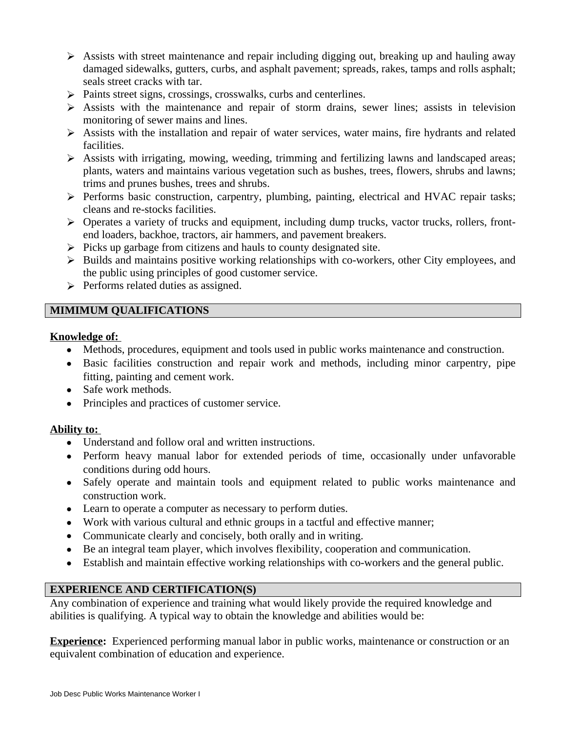- Assists with street maintenance and repair including digging out, breaking up and hauling away damaged sidewalks, gutters, curbs, and asphalt pavement; spreads, rakes, tamps and rolls asphalt; seals street cracks with tar.
- Paints street signs, crossings, crosswalks, curbs and centerlines.
- Assists with the maintenance and repair of storm drains, sewer lines; assists in television monitoring of sewer mains and lines.
- Assists with the installation and repair of water services, water mains, fire hydrants and related facilities.
- Assists with irrigating, mowing, weeding, trimming and fertilizing lawns and landscaped areas; plants, waters and maintains various vegetation such as bushes, trees, flowers, shrubs and lawns; trims and prunes bushes, trees and shrubs.
- Performs basic construction, carpentry, plumbing, painting, electrical and HVAC repair tasks; cleans and re-stocks facilities.
- Operates a variety of trucks and equipment, including dump trucks, vactor trucks, rollers, front-end loaders, backhoe, tractors, air hammers, and pavement breakers.
- Picks up garbage from citizens and hauls to county designated site.
- Builds and maintains positive working relationships with co-workers, other City employees, and the public using principles of good customer service.
- Performs related duties as assigned.

## MIMIMUM QUALIFICATIONS

**Knowledge of:**

- Methods, procedures, equipment and tools used in public works maintenance and construction.
- Basic facilities construction and repair work and methods, including minor carpentry, pipe fitting, painting and cement work.
- Safe work methods.
- Principles and practices of customer service.

**Ability to:**

- Understand and follow oral and written instructions.
- Perform heavy manual labor for extended periods of time, occasionally under unfavorable conditions during odd hours.
- Safely operate and maintain tools and equipment related to public works maintenance and construction work.
- Learn to operate a computer as necessary to perform duties.
- Work with various cultural and ethnic groups in a tactful and effective manner;
- Communicate clearly and concisely, both orally and in writing.
- Be an integral team player, which involves flexibility, cooperation and communication.
- Establish and maintain effective working relationships with co-workers and the general public.

## EXPERIENCE AND CERTIFICATION(S)

Any combination of experience and training what would likely provide the required knowledge and abilities is qualifying. A typical way to obtain the knowledge and abilities would be:

**Experience:** Experienced performing manual labor in public works, maintenance or construction or an equivalent combination of education and experience.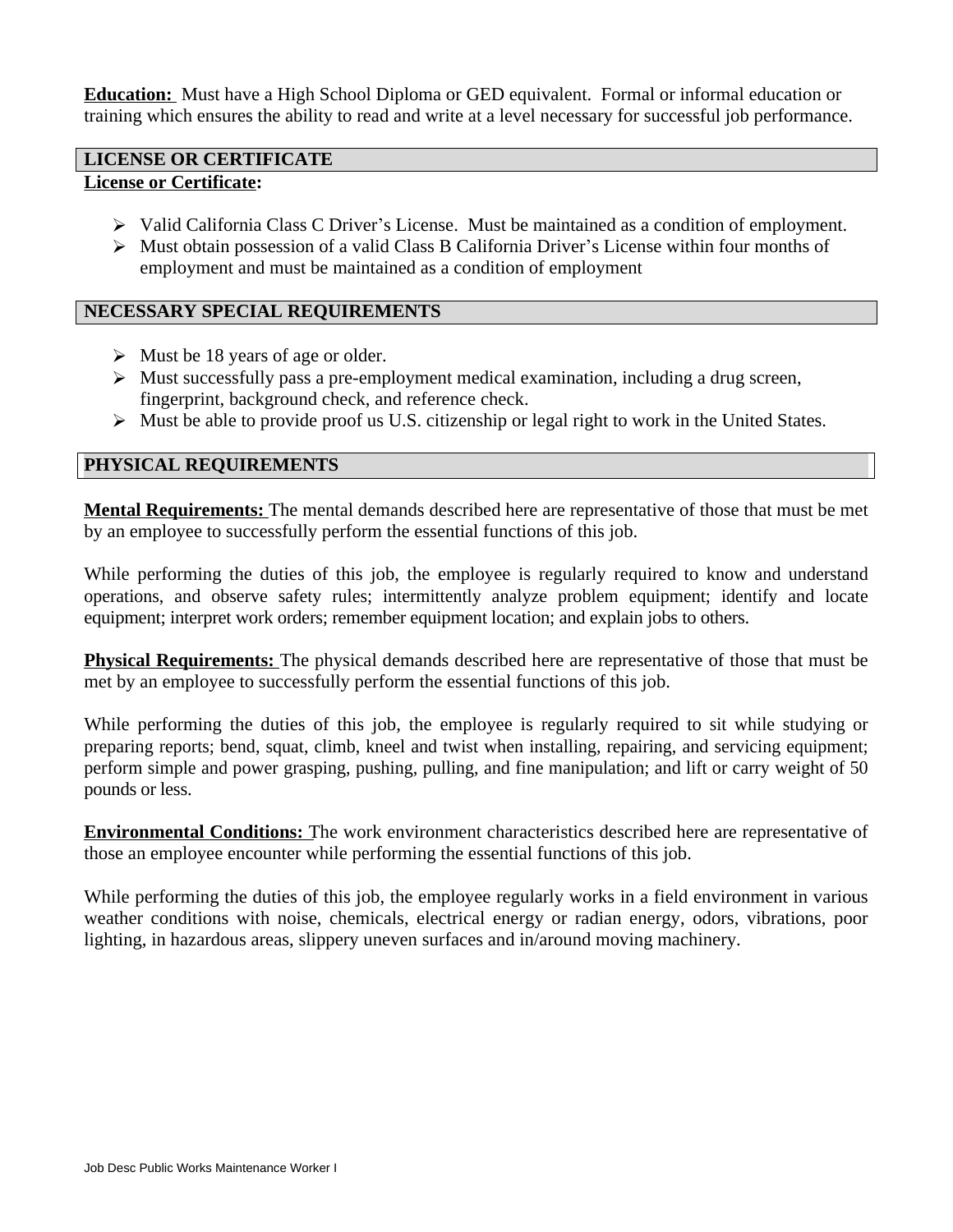**Education:** Must have a High School Diploma or GED equivalent. Formal or informal education or training which ensures the ability to read and write at a level necessary for successful job performance.

## LICENSE OR CERTIFICATE

**License or Certificate:**

- Valid California Class C Driver's License. Must be maintained as a condition of employment.
- Must obtain possession of a valid Class B California Driver's License within four months of employment and must be maintained as a condition of employment

## NECESSARY SPECIAL REQUIREMENTS

- Must be 18 years of age or older.
- Must successfully pass a pre-employment medical examination, including a drug screen, fingerprint, background check, and reference check.
- Must be able to provide proof us U.S. citizenship or legal right to work in the United States.

## PHYSICAL REQUIREMENTS

**Mental Requirements:** The mental demands described here are representative of those that must be met by an employee to successfully perform the essential functions of this job.

While performing the duties of this job, the employee is regularly required to know and understand operations, and observe safety rules; intermittently analyze problem equipment; identify and locate equipment; interpret work orders; remember equipment location; and explain jobs to others.

**Physical Requirements:** The physical demands described here are representative of those that must be met by an employee to successfully perform the essential functions of this job.

While performing the duties of this job, the employee is regularly required to sit while studying or preparing reports; bend, squat, climb, kneel and twist when installing, repairing, and servicing equipment; perform simple and power grasping, pushing, pulling, and fine manipulation; and lift or carry weight of 50 pounds or less.

**Environmental Conditions:** The work environment characteristics described here are representative of those an employee encounter while performing the essential functions of this job.

While performing the duties of this job, the employee regularly works in a field environment in various weather conditions with noise, chemicals, electrical energy or radian energy, odors, vibrations, poor lighting, in hazardous areas, slippery uneven surfaces and in/around moving machinery.